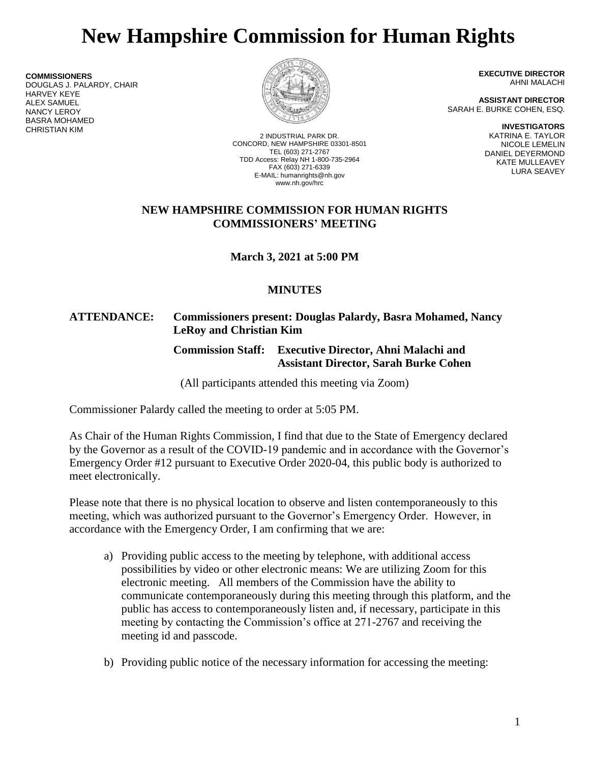# New Hampshire Commission for Human Rights

**COMMISSIONERS**
DOUGLAS J. PALARDY, CHAIR
HARVEY KEYE
ALEX SAMUEL
NANCY LEROY
BASRA MOHAMED
CHRISTIAN KIM

2 INDUSTRIAL PARK DR.
CONCORD, NEW HAMPSHIRE 03301-8501
TEL (603) 271-2767
TDD Access: Relay NH 1-800-735-2964
FAX (603) 271-6339
E-MAIL: humanrights@nh.gov
www.nh.gov/hrc

**EXECUTIVE DIRECTOR**
AHNI MALACHI

**ASSISTANT DIRECTOR**
SARAH E. BURKE COHEN, ESQ.

**INVESTIGATORS**
KATRINA E. TAYLOR
NICOLE LEMELIN
DANIEL DEYERMOND
KATE MULLEAVEY
LURA SEAVEY

## NEW HAMPSHIRE COMMISSION FOR HUMAN RIGHTS COMMISSIONERS' MEETING

**March 3, 2021 at 5:00 PM**

**MINUTES**

**ATTENDANCE: Commissioners present: Douglas Palardy, Basra Mohamed, Nancy LeRoy and Christian Kim**

**Commission Staff: Executive Director, Ahni Malachi and Assistant Director, Sarah Burke Cohen**

(All participants attended this meeting via Zoom)

Commissioner Palardy called the meeting to order at 5:05 PM.

As Chair of the Human Rights Commission, I find that due to the State of Emergency declared by the Governor as a result of the COVID-19 pandemic and in accordance with the Governor's Emergency Order #12 pursuant to Executive Order 2020-04, this public body is authorized to meet electronically.

Please note that there is no physical location to observe and listen contemporaneously to this meeting, which was authorized pursuant to the Governor's Emergency Order. However, in accordance with the Emergency Order, I am confirming that we are:

a) Providing public access to the meeting by telephone, with additional access possibilities by video or other electronic means: We are utilizing Zoom for this electronic meeting. All members of the Commission have the ability to communicate contemporaneously during this meeting through this platform, and the public has access to contemporaneously listen and, if necessary, participate in this meeting by contacting the Commission's office at 271-2767 and receiving the meeting id and passcode.

b) Providing public notice of the necessary information for accessing the meeting: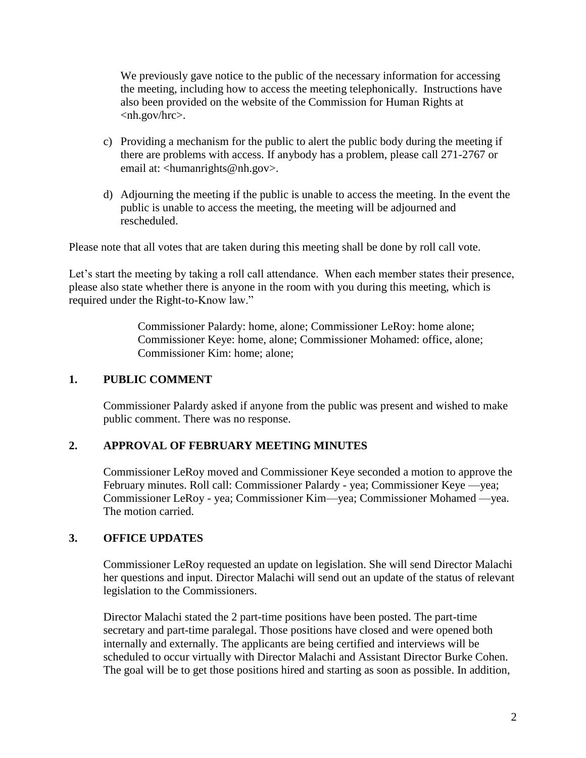We previously gave notice to the public of the necessary information for accessing the meeting, including how to access the meeting telephonically. Instructions have also been provided on the website of the Commission for Human Rights at <nh.gov/hrc>.

c) Providing a mechanism for the public to alert the public body during the meeting if there are problems with access. If anybody has a problem, please call 271-2767 or email at: <humanrights@nh.gov>.

d) Adjourning the meeting if the public is unable to access the meeting. In the event the public is unable to access the meeting, the meeting will be adjourned and rescheduled.

Please note that all votes that are taken during this meeting shall be done by roll call vote.

Let's start the meeting by taking a roll call attendance. When each member states their presence, please also state whether there is anyone in the room with you during this meeting, which is required under the Right-to-Know law."

> Commissioner Palardy: home, alone; Commissioner LeRoy: home alone; Commissioner Keye: home, alone; Commissioner Mohamed: office, alone; Commissioner Kim: home; alone;

## 1. PUBLIC COMMENT

Commissioner Palardy asked if anyone from the public was present and wished to make public comment. There was no response.

## 2. APPROVAL OF FEBRUARY MEETING MINUTES

Commissioner LeRoy moved and Commissioner Keye seconded a motion to approve the February minutes. Roll call: Commissioner Palardy - yea; Commissioner Keye —yea; Commissioner LeRoy - yea; Commissioner Kim—yea; Commissioner Mohamed —yea. The motion carried.

## 3. OFFICE UPDATES

Commissioner LeRoy requested an update on legislation. She will send Director Malachi her questions and input. Director Malachi will send out an update of the status of relevant legislation to the Commissioners.

Director Malachi stated the 2 part-time positions have been posted. The part-time secretary and part-time paralegal. Those positions have closed and were opened both internally and externally. The applicants are being certified and interviews will be scheduled to occur virtually with Director Malachi and Assistant Director Burke Cohen. The goal will be to get those positions hired and starting as soon as possible. In addition,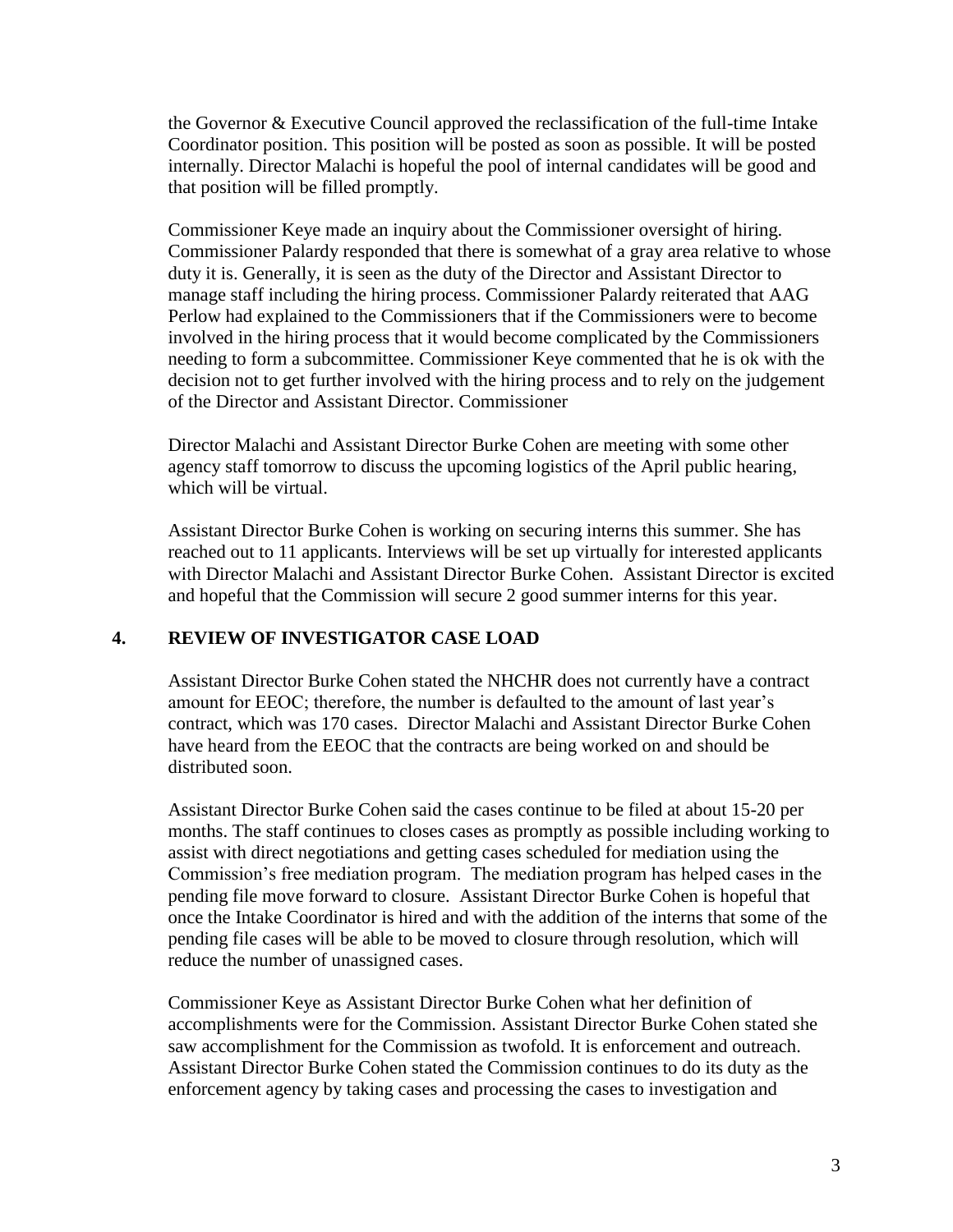the Governor & Executive Council approved the reclassification of the full-time Intake Coordinator position. This position will be posted as soon as possible. It will be posted internally. Director Malachi is hopeful the pool of internal candidates will be good and that position will be filled promptly.

Commissioner Keye made an inquiry about the Commissioner oversight of hiring. Commissioner Palardy responded that there is somewhat of a gray area relative to whose duty it is. Generally, it is seen as the duty of the Director and Assistant Director to manage staff including the hiring process. Commissioner Palardy reiterated that AAG Perlow had explained to the Commissioners that if the Commissioners were to become involved in the hiring process that it would become complicated by the Commissioners needing to form a subcommittee. Commissioner Keye commented that he is ok with the decision not to get further involved with the hiring process and to rely on the judgement of the Director and Assistant Director. Commissioner

Director Malachi and Assistant Director Burke Cohen are meeting with some other agency staff tomorrow to discuss the upcoming logistics of the April public hearing, which will be virtual.

Assistant Director Burke Cohen is working on securing interns this summer. She has reached out to 11 applicants. Interviews will be set up virtually for interested applicants with Director Malachi and Assistant Director Burke Cohen. Assistant Director is excited and hopeful that the Commission will secure 2 good summer interns for this year.

## 4. REVIEW OF INVESTIGATOR CASE LOAD

Assistant Director Burke Cohen stated the NHCHR does not currently have a contract amount for EEOC; therefore, the number is defaulted to the amount of last year's contract, which was 170 cases. Director Malachi and Assistant Director Burke Cohen have heard from the EEOC that the contracts are being worked on and should be distributed soon.

Assistant Director Burke Cohen said the cases continue to be filed at about 15-20 per months. The staff continues to closes cases as promptly as possible including working to assist with direct negotiations and getting cases scheduled for mediation using the Commission's free mediation program. The mediation program has helped cases in the pending file move forward to closure. Assistant Director Burke Cohen is hopeful that once the Intake Coordinator is hired and with the addition of the interns that some of the pending file cases will be able to be moved to closure through resolution, which will reduce the number of unassigned cases.

Commissioner Keye as Assistant Director Burke Cohen what her definition of accomplishments were for the Commission. Assistant Director Burke Cohen stated she saw accomplishment for the Commission as twofold. It is enforcement and outreach. Assistant Director Burke Cohen stated the Commission continues to do its duty as the enforcement agency by taking cases and processing the cases to investigation and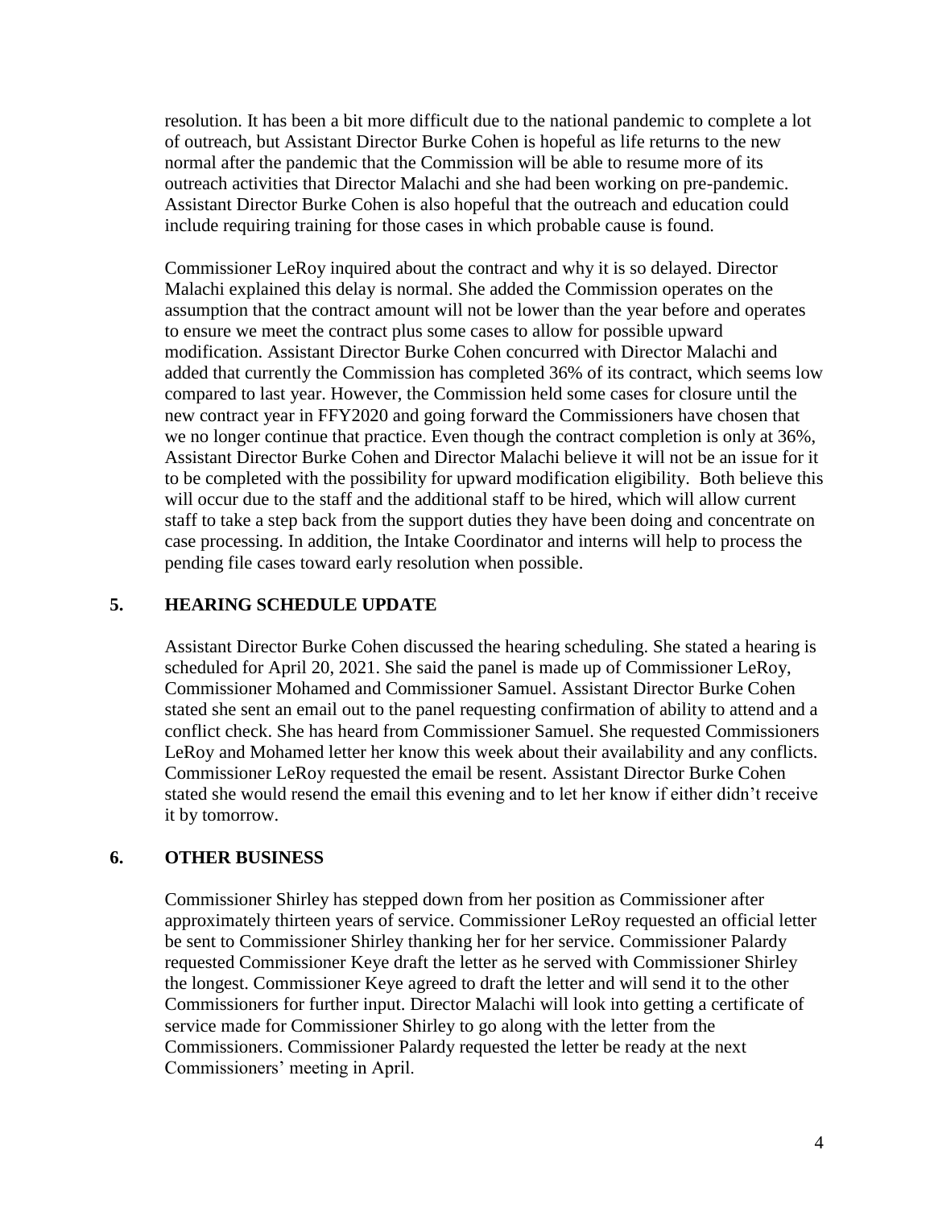resolution. It has been a bit more difficult due to the national pandemic to complete a lot of outreach, but Assistant Director Burke Cohen is hopeful as life returns to the new normal after the pandemic that the Commission will be able to resume more of its outreach activities that Director Malachi and she had been working on pre-pandemic. Assistant Director Burke Cohen is also hopeful that the outreach and education could include requiring training for those cases in which probable cause is found.

Commissioner LeRoy inquired about the contract and why it is so delayed. Director Malachi explained this delay is normal. She added the Commission operates on the assumption that the contract amount will not be lower than the year before and operates to ensure we meet the contract plus some cases to allow for possible upward modification. Assistant Director Burke Cohen concurred with Director Malachi and added that currently the Commission has completed 36% of its contract, which seems low compared to last year. However, the Commission held some cases for closure until the new contract year in FFY2020 and going forward the Commissioners have chosen that we no longer continue that practice. Even though the contract completion is only at 36%, Assistant Director Burke Cohen and Director Malachi believe it will not be an issue for it to be completed with the possibility for upward modification eligibility. Both believe this will occur due to the staff and the additional staff to be hired, which will allow current staff to take a step back from the support duties they have been doing and concentrate on case processing. In addition, the Intake Coordinator and interns will help to process the pending file cases toward early resolution when possible.

## 5. HEARING SCHEDULE UPDATE

Assistant Director Burke Cohen discussed the hearing scheduling. She stated a hearing is scheduled for April 20, 2021. She said the panel is made up of Commissioner LeRoy, Commissioner Mohamed and Commissioner Samuel. Assistant Director Burke Cohen stated she sent an email out to the panel requesting confirmation of ability to attend and a conflict check. She has heard from Commissioner Samuel. She requested Commissioners LeRoy and Mohamed letter her know this week about their availability and any conflicts. Commissioner LeRoy requested the email be resent. Assistant Director Burke Cohen stated she would resend the email this evening and to let her know if either didn't receive it by tomorrow.

## 6. OTHER BUSINESS

Commissioner Shirley has stepped down from her position as Commissioner after approximately thirteen years of service. Commissioner LeRoy requested an official letter be sent to Commissioner Shirley thanking her for her service. Commissioner Palardy requested Commissioner Keye draft the letter as he served with Commissioner Shirley the longest. Commissioner Keye agreed to draft the letter and will send it to the other Commissioners for further input. Director Malachi will look into getting a certificate of service made for Commissioner Shirley to go along with the letter from the Commissioners. Commissioner Palardy requested the letter be ready at the next Commissioners' meeting in April.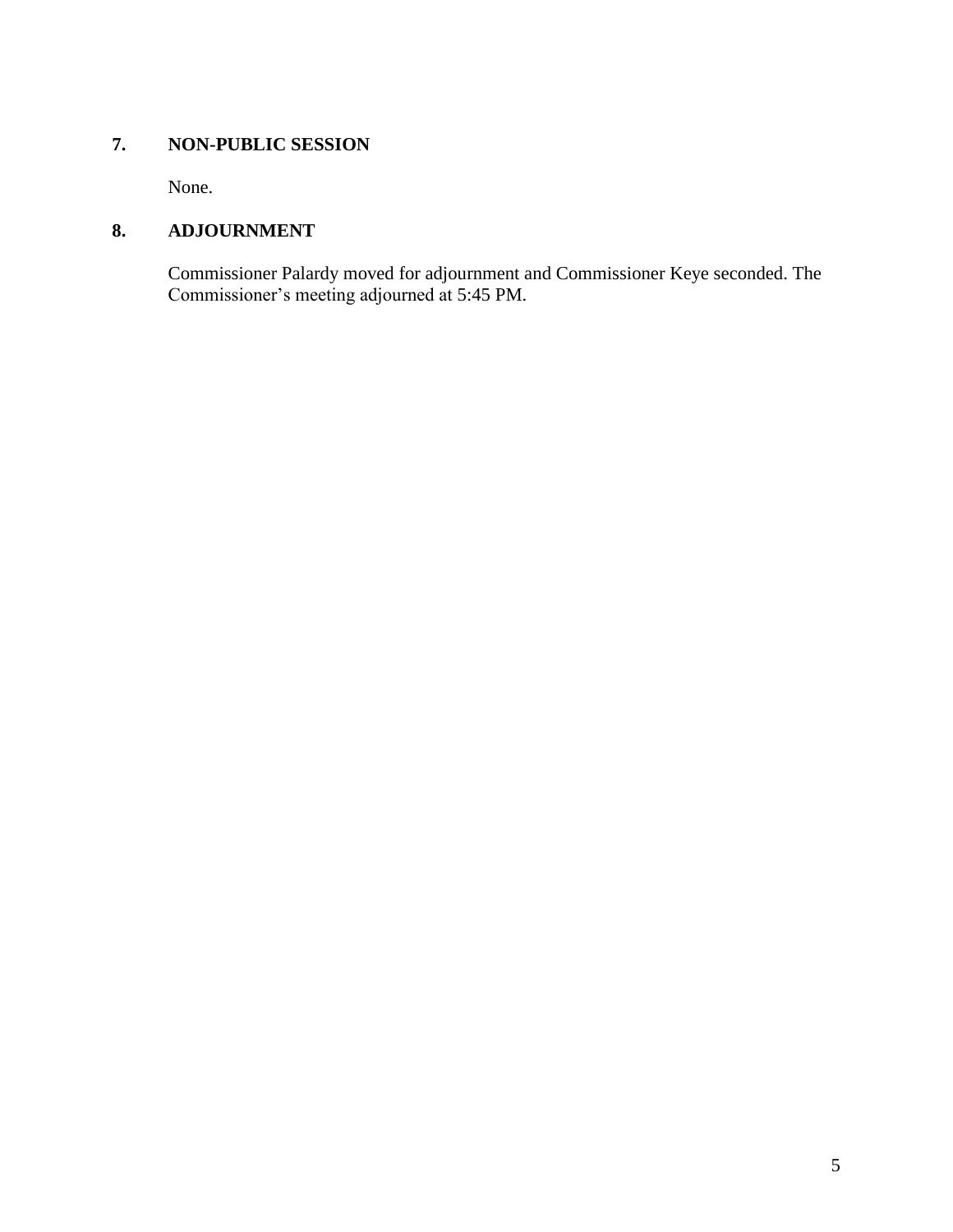## 7. NON-PUBLIC SESSION

None.

## 8. ADJOURNMENT

Commissioner Palardy moved for adjournment and Commissioner Keye seconded. The Commissioner's meeting adjourned at 5:45 PM.